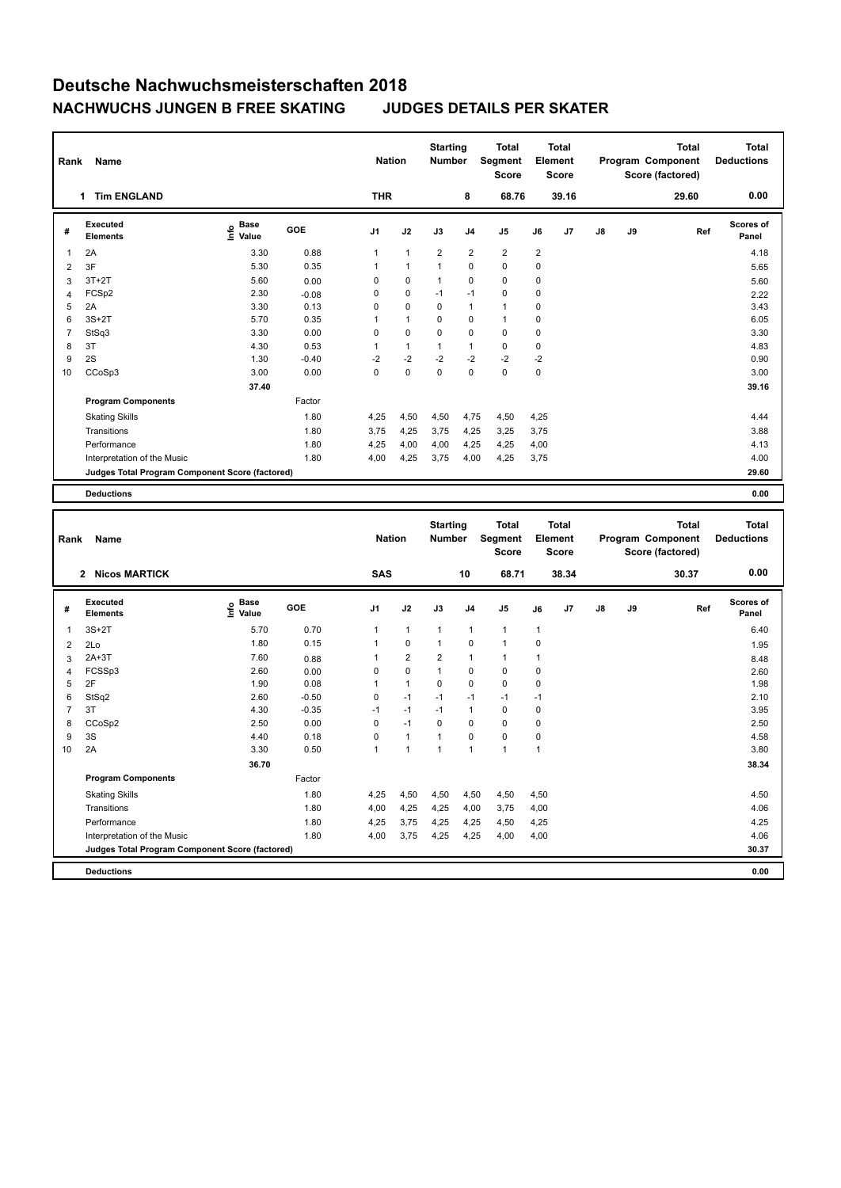# Deutsche Nachwuchsmeisterschaften 2018

## NACHWUCHS JUNGEN B FREE SKATING JUDGES DETAILS PER SKATER

| Rank | Name | Nation | Starting Number | Total Segment Score | Total Element Score | Total Program Component Score (factored) | Total Deductions |
|---|---|---|---|---|---|---|---|
| 1 | Tim ENGLAND | THR | 8 | 68.76 | 39.16 | 29.60 | 0.00 |

| # | Executed Elements | Info | Base Value | GOE | J1 | J2 | J3 | J4 | J5 | J6 | J7 | J8 | J9 | Ref | Scores of Panel |
|---|---|---|---|---|---|---|---|---|---|---|---|---|---|---|---|
| 1 | 2A | | 3.30 | 0.88 | 1 | 1 | 2 | 2 | 2 | 2 | | | | | 4.18 |
| 2 | 3F | | 5.30 | 0.35 | 1 | 1 | 1 | 0 | 0 | 0 | | | | | 5.65 |
| 3 | 3T+2T | | 5.60 | 0.00 | 0 | 0 | 1 | 0 | 0 | 0 | | | | | 5.60 |
| 4 | FCSp2 | | 2.30 | -0.08 | 0 | 0 | -1 | -1 | 0 | 0 | | | | | 2.22 |
| 5 | 2A | | 3.30 | 0.13 | 0 | 0 | 0 | 1 | 1 | 0 | | | | | 3.43 |
| 6 | 3S+2T | | 5.70 | 0.35 | 1 | 1 | 0 | 0 | 1 | 0 | | | | | 6.05 |
| 7 | StSq3 | | 3.30 | 0.00 | 0 | 0 | 0 | 0 | 0 | 0 | | | | | 3.30 |
| 8 | 3T | | 4.30 | 0.53 | 1 | 1 | 1 | 1 | 0 | 0 | | | | | 4.83 |
| 9 | 2S | | 1.30 | -0.40 | -2 | -2 | -2 | -2 | -2 | -2 | | | | | 0.90 |
| 10 | CCoSp3 | | 3.00 | 0.00 | 0 | 0 | 0 | 0 | 0 | 0 | | | | | 3.00 |
| | | | 37.40 | | | | | | | | | | | | 39.16 |
| | **Program Components** | | | Factor | | | | | | | | | | | |
| | Skating Skills | | | 1.80 | 4,25 | 4,50 | 4,50 | 4,75 | 4,50 | 4,25 | | | | | 4.44 |
| | Transitions | | | 1.80 | 3,75 | 4,25 | 3,75 | 4,25 | 3,25 | 3,75 | | | | | 3.88 |
| | Performance | | | 1.80 | 4,25 | 4,00 | 4,00 | 4,25 | 4,25 | 4,00 | | | | | 4.13 |
| | Interpretation of the Music | | | 1.80 | 4,00 | 4,25 | 3,75 | 4,00 | 4,25 | 3,75 | | | | | 4.00 |
| | **Judges Total Program Component Score (factored)** | | | | | | | | | | | | | | 29.60 |
| | **Deductions** | | | | | | | | | | | | | | 0.00 |

| Rank | Name | Nation | Starting Number | Total Segment Score | Total Element Score | Total Program Component Score (factored) | Total Deductions |
|---|---|---|---|---|---|---|---|
| 2 | Nicos MARTICK | SAS | 10 | 68.71 | 38.34 | 30.37 | 0.00 |

| # | Executed Elements | Info | Base Value | GOE | J1 | J2 | J3 | J4 | J5 | J6 | J7 | J8 | J9 | Ref | Scores of Panel |
|---|---|---|---|---|---|---|---|---|---|---|---|---|---|---|---|
| 1 | 3S+2T | | 5.70 | 0.70 | 1 | 1 | 1 | 1 | 1 | 1 | | | | | 6.40 |
| 2 | 2Lo | | 1.80 | 0.15 | 1 | 0 | 1 | 0 | 1 | 0 | | | | | 1.95 |
| 3 | 2A+3T | | 7.60 | 0.88 | 1 | 2 | 2 | 1 | 1 | 1 | | | | | 8.48 |
| 4 | FCSSp3 | | 2.60 | 0.00 | 0 | 0 | 1 | 0 | 0 | 0 | | | | | 2.60 |
| 5 | 2F | | 1.90 | 0.08 | 1 | 1 | 0 | 0 | 0 | 0 | | | | | 1.98 |
| 6 | StSq2 | | 2.60 | -0.50 | 0 | -1 | -1 | -1 | -1 | -1 | | | | | 2.10 |
| 7 | 3T | | 4.30 | -0.35 | -1 | -1 | -1 | 1 | 0 | 0 | | | | | 3.95 |
| 8 | CCoSp2 | | 2.50 | 0.00 | 0 | -1 | 0 | 0 | 0 | 0 | | | | | 2.50 |
| 9 | 3S | | 4.40 | 0.18 | 0 | 1 | 1 | 0 | 0 | 0 | | | | | 4.58 |
| 10 | 2A | | 3.30 | 0.50 | 1 | 1 | 1 | 1 | 1 | 1 | | | | | 3.80 |
| | | | 36.70 | | | | | | | | | | | | 38.34 |
| | **Program Components** | | | Factor | | | | | | | | | | | |
| | Skating Skills | | | 1.80 | 4,25 | 4,50 | 4,50 | 4,50 | 4,50 | 4,50 | | | | | 4.50 |
| | Transitions | | | 1.80 | 4,00 | 4,25 | 4,25 | 4,00 | 3,75 | 4,00 | | | | | 4.06 |
| | Performance | | | 1.80 | 4,25 | 3,75 | 4,25 | 4,25 | 4,50 | 4,25 | | | | | 4.25 |
| | Interpretation of the Music | | | 1.80 | 4,00 | 3,75 | 4,25 | 4,25 | 4,00 | 4,00 | | | | | 4.06 |
| | **Judges Total Program Component Score (factored)** | | | | | | | | | | | | | | 30.37 |
| | **Deductions** | | | | | | | | | | | | | | 0.00 |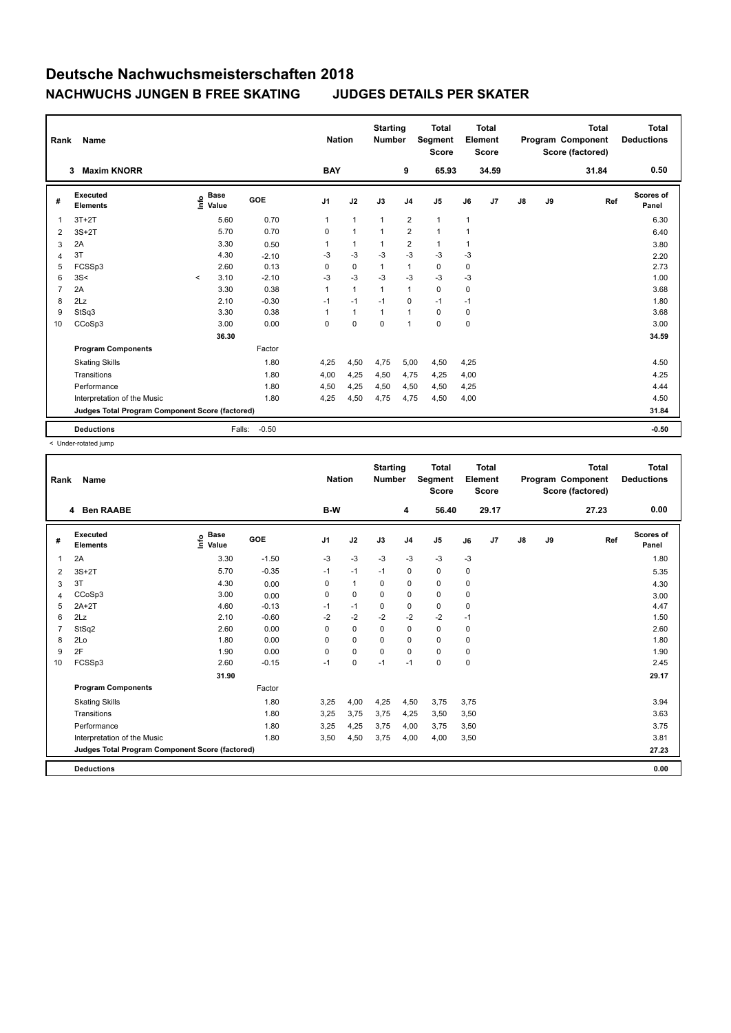# Deutsche Nachwuchsmeisterschaften 2018

## NACHWUCHS JUNGEN B FREE SKATING JUDGES DETAILS PER SKATER

| Rank | Name | Nation | Starting Number | Total Segment Score | Total Element Score | Total Program Component Score (factored) | Total Deductions |
|---|---|---|---|---|---|---|---|
| 3 | Maxim KNORR | BAY | 9 | 65.93 | 34.59 | 31.84 | 0.50 |

| # | Executed Elements | Info | Base Value | GOE | J1 | J2 | J3 | J4 | J5 | J6 | J7 | J8 | J9 | Ref | Scores of Panel |
|---|---|---|---|---|---|---|---|---|---|---|---|---|---|---|---|
| 1 | 3T+2T | | 5.60 | 0.70 | 1 | 1 | 1 | 2 | 1 | 1 | | | | | 6.30 |
| 2 | 3S+2T | | 5.70 | 0.70 | 0 | 1 | 1 | 2 | 1 | 1 | | | | | 6.40 |
| 3 | 2A | | 3.30 | 0.50 | 1 | 1 | 1 | 2 | 1 | 1 | | | | | 3.80 |
| 4 | 3T | | 4.30 | -2.10 | -3 | -3 | -3 | -3 | -3 | -3 | | | | | 2.20 |
| 5 | FCSSp3 | | 2.60 | 0.13 | 0 | 0 | 1 | 1 | 0 | 0 | | | | | 2.73 |
| 6 | 3S< | < | 3.10 | -2.10 | -3 | -3 | -3 | -3 | -3 | -3 | | | | | 1.00 |
| 7 | 2A | | 3.30 | 0.38 | 1 | 1 | 1 | 1 | 0 | 0 | | | | | 3.68 |
| 8 | 2Lz | | 2.10 | -0.30 | -1 | -1 | -1 | 0 | -1 | -1 | | | | | 1.80 |
| 9 | StSq3 | | 3.30 | 0.38 | 1 | 1 | 1 | 1 | 0 | 0 | | | | | 3.68 |
| 10 | CCoSp3 | | 3.00 | 0.00 | 0 | 0 | 0 | 1 | 0 | 0 | | | | | 3.00 |
| | | | 36.30 | | | | | | | | | | | | 34.59 |
| | **Program Components** | | | Factor | | | | | | | | | | | |
| | Skating Skills | | | 1.80 | 4,25 | 4,50 | 4,75 | 5,00 | 4,50 | 4,25 | | | | | 4.50 |
| | Transitions | | | 1.80 | 4,00 | 4,25 | 4,50 | 4,75 | 4,25 | 4,00 | | | | | 4.25 |
| | Performance | | | 1.80 | 4,50 | 4,25 | 4,50 | 4,50 | 4,50 | 4,25 | | | | | 4.44 |
| | Interpretation of the Music | | | 1.80 | 4,25 | 4,50 | 4,75 | 4,75 | 4,50 | 4,00 | | | | | 4.50 |
| | **Judges Total Program Component Score (factored)** | | | | | | | | | | | | | | 31.84 |
| | **Deductions** | | Falls: | -0.50 | | | | | | | | | | | -0.50 |

< Under-rotated jump

| Rank | Name | Nation | Starting Number | Total Segment Score | Total Element Score | Total Program Component Score (factored) | Total Deductions |
|---|---|---|---|---|---|---|---|
| 4 | Ben RAABE | B-W | 4 | 56.40 | 29.17 | 27.23 | 0.00 |

| # | Executed Elements | Info | Base Value | GOE | J1 | J2 | J3 | J4 | J5 | J6 | J7 | J8 | J9 | Ref | Scores of Panel |
|---|---|---|---|---|---|---|---|---|---|---|---|---|---|---|---|
| 1 | 2A | | 3.30 | -1.50 | -3 | -3 | -3 | -3 | -3 | -3 | | | | | 1.80 |
| 2 | 3S+2T | | 5.70 | -0.35 | -1 | -1 | -1 | 0 | 0 | 0 | | | | | 5.35 |
| 3 | 3T | | 4.30 | 0.00 | 0 | 1 | 0 | 0 | 0 | 0 | | | | | 4.30 |
| 4 | CCoSp3 | | 3.00 | 0.00 | 0 | 0 | 0 | 0 | 0 | 0 | | | | | 3.00 |
| 5 | 2A+2T | | 4.60 | -0.13 | -1 | -1 | 0 | 0 | 0 | 0 | | | | | 4.47 |
| 6 | 2Lz | | 2.10 | -0.60 | -2 | -2 | -2 | -2 | -2 | -1 | | | | | 1.50 |
| 7 | StSq2 | | 2.60 | 0.00 | 0 | 0 | 0 | 0 | 0 | 0 | | | | | 2.60 |
| 8 | 2Lo | | 1.80 | 0.00 | 0 | 0 | 0 | 0 | 0 | 0 | | | | | 1.80 |
| 9 | 2F | | 1.90 | 0.00 | 0 | 0 | 0 | 0 | 0 | 0 | | | | | 1.90 |
| 10 | FCSSp3 | | 2.60 | -0.15 | -1 | 0 | -1 | -1 | 0 | 0 | | | | | 2.45 |
| | | | 31.90 | | | | | | | | | | | | 29.17 |
| | **Program Components** | | | Factor | | | | | | | | | | | |
| | Skating Skills | | | 1.80 | 3,25 | 4,00 | 4,25 | 4,50 | 3,75 | 3,75 | | | | | 3.94 |
| | Transitions | | | 1.80 | 3,25 | 3,75 | 3,75 | 4,25 | 3,50 | 3,50 | | | | | 3.63 |
| | Performance | | | 1.80 | 3,25 | 4,25 | 3,75 | 4,00 | 3,75 | 3,50 | | | | | 3.75 |
| | Interpretation of the Music | | | 1.80 | 3,50 | 4,50 | 3,75 | 4,00 | 4,00 | 3,50 | | | | | 3.81 |
| | **Judges Total Program Component Score (factored)** | | | | | | | | | | | | | | 27.23 |
| | **Deductions** | | | | | | | | | | | | | | 0.00 |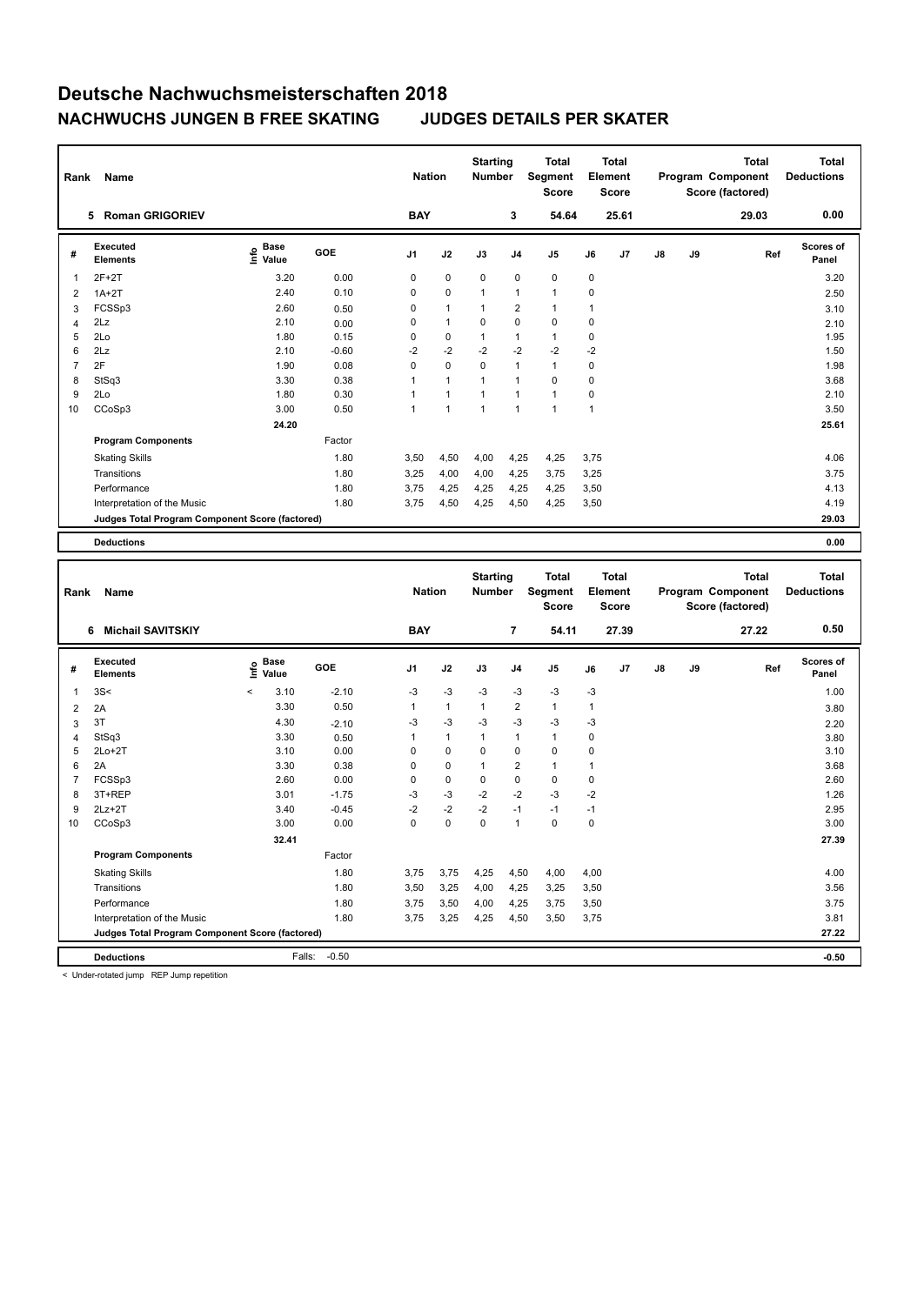# Deutsche Nachwuchsmeisterschaften 2018

## NACHWUCHS JUNGEN B FREE SKATING JUDGES DETAILS PER SKATER

| Rank | Name | Nation | Starting Number | Total Segment Score | Total Element Score | Total Program Component Score (factored) | Total Deductions |
|---|---|---|---|---|---|---|---|
| 5 | Roman GRIGORIEV | BAY | 3 | 54.64 | 25.61 | 29.03 | 0.00 |

| # | Executed Elements | Info | Base Value | GOE | J1 | J2 | J3 | J4 | J5 | J6 | J7 | J8 | J9 | Ref | Scores of Panel |
|---|---|---|---|---|---|---|---|---|---|---|---|---|---|---|---|
| 1 | 2F+2T | | 3.20 | 0.00 | 0 | 0 | 0 | 0 | 0 | 0 | | | | | 3.20 |
| 2 | 1A+2T | | 2.40 | 0.10 | 0 | 0 | 1 | 1 | 1 | 0 | | | | | 2.50 |
| 3 | FCSSp3 | | 2.60 | 0.50 | 0 | 1 | 1 | 2 | 1 | 1 | | | | | 3.10 |
| 4 | 2Lz | | 2.10 | 0.00 | 0 | 1 | 0 | 0 | 0 | 0 | | | | | 2.10 |
| 5 | 2Lo | | 1.80 | 0.15 | 0 | 0 | 1 | 1 | 1 | 0 | | | | | 1.95 |
| 6 | 2Lz | | 2.10 | -0.60 | -2 | -2 | -2 | -2 | -2 | -2 | | | | | 1.50 |
| 7 | 2F | | 1.90 | 0.08 | 0 | 0 | 0 | 1 | 1 | 0 | | | | | 1.98 |
| 8 | StSq3 | | 3.30 | 0.38 | 1 | 1 | 1 | 1 | 0 | 0 | | | | | 3.68 |
| 9 | 2Lo | | 1.80 | 0.30 | 1 | 1 | 1 | 1 | 1 | 0 | | | | | 2.10 |
| 10 | CCoSp3 | | 3.00 | 0.50 | 1 | 1 | 1 | 1 | 1 | 1 | | | | | 3.50 |
| | | | 24.20 | | | | | | | | | | | | 25.61 |
| | **Program Components** | | | Factor | | | | | | | | | | | |
| | Skating Skills | | | 1.80 | 3,50 | 4,50 | 4,00 | 4,25 | 4,25 | 3,75 | | | | | 4.06 |
| | Transitions | | | 1.80 | 3,25 | 4,00 | 4,00 | 4,25 | 3,75 | 3,25 | | | | | 3.75 |
| | Performance | | | 1.80 | 3,75 | 4,25 | 4,25 | 4,25 | 4,25 | 3,50 | | | | | 4.13 |
| | Interpretation of the Music | | | 1.80 | 3,75 | 4,50 | 4,25 | 4,50 | 4,25 | 3,50 | | | | | 4.19 |
| | **Judges Total Program Component Score (factored)** | | | | | | | | | | | | | | 29.03 |
| | **Deductions** | | | | | | | | | | | | | | 0.00 |

| Rank | Name | Nation | Starting Number | Total Segment Score | Total Element Score | Total Program Component Score (factored) | Total Deductions |
|---|---|---|---|---|---|---|---|
| 6 | Michail SAVITSKIY | BAY | 7 | 54.11 | 27.39 | 27.22 | 0.50 |

| # | Executed Elements | Info | Base Value | GOE | J1 | J2 | J3 | J4 | J5 | J6 | J7 | J8 | J9 | Ref | Scores of Panel |
|---|---|---|---|---|---|---|---|---|---|---|---|---|---|---|---|
| 1 | 3S< | < | 3.10 | -2.10 | -3 | -3 | -3 | -3 | -3 | -3 | | | | | 1.00 |
| 2 | 2A | | 3.30 | 0.50 | 1 | 1 | 1 | 2 | 1 | 1 | | | | | 3.80 |
| 3 | 3T | | 4.30 | -2.10 | -3 | -3 | -3 | -3 | -3 | -3 | | | | | 2.20 |
| 4 | StSq3 | | 3.30 | 0.50 | 1 | 1 | 1 | 1 | 1 | 0 | | | | | 3.80 |
| 5 | 2Lo+2T | | 3.10 | 0.00 | 0 | 0 | 0 | 0 | 0 | 0 | | | | | 3.10 |
| 6 | 2A | | 3.30 | 0.38 | 0 | 0 | 1 | 2 | 1 | 1 | | | | | 3.68 |
| 7 | FCSSp3 | | 2.60 | 0.00 | 0 | 0 | 0 | 0 | 0 | 0 | | | | | 2.60 |
| 8 | 3T+REP | | 3.01 | -1.75 | -3 | -3 | -2 | -2 | -3 | -2 | | | | | 1.26 |
| 9 | 2Lz+2T | | 3.40 | -0.45 | -2 | -2 | -2 | -1 | -1 | -1 | | | | | 2.95 |
| 10 | CCoSp3 | | 3.00 | 0.00 | 0 | 0 | 0 | 1 | 0 | 0 | | | | | 3.00 |
| | | | 32.41 | | | | | | | | | | | | 27.39 |
| | **Program Components** | | | Factor | | | | | | | | | | | |
| | Skating Skills | | | 1.80 | 3,75 | 3,75 | 4,25 | 4,50 | 4,00 | 4,00 | | | | | 4.00 |
| | Transitions | | | 1.80 | 3,50 | 3,25 | 4,00 | 4,25 | 3,25 | 3,50 | | | | | 3.56 |
| | Performance | | | 1.80 | 3,75 | 3,50 | 4,00 | 4,25 | 3,75 | 3,50 | | | | | 3.75 |
| | Interpretation of the Music | | | 1.80 | 3,75 | 3,25 | 4,25 | 4,50 | 3,50 | 3,75 | | | | | 3.81 |
| | **Judges Total Program Component Score (factored)** | | | | | | | | | | | | | | 27.22 |
| | **Deductions** | | Falls: | -0.50 | | | | | | | | | | | -0.50 |

< Under-rotated jump REP Jump repetition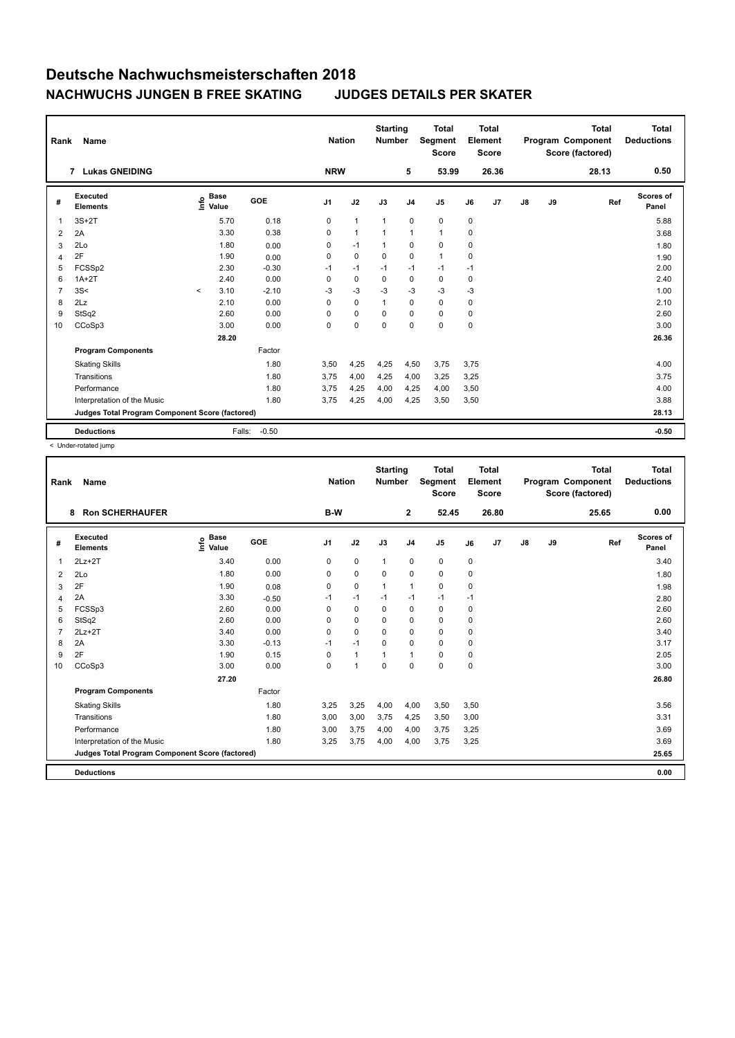# Deutsche Nachwuchsmeisterschaften 2018

## NACHWUCHS JUNGEN B FREE SKATING JUDGES DETAILS PER SKATER

| Rank | Name | Nation | Starting Number | Total Segment Score | Total Element Score | Total Program Component Score (factored) | Total Deductions |
|---|---|---|---|---|---|---|---|
| 7 | Lukas GNEIDING | NRW | 5 | 53.99 | 26.36 | 28.13 | 0.50 |

| # | Executed Elements | Info | Base Value | GOE | J1 | J2 | J3 | J4 | J5 | J6 | J7 | J8 | J9 | Ref | Scores of Panel |
|---|---|---|---|---|---|---|---|---|---|---|---|---|---|---|---|
| 1 | 3S+2T | | 5.70 | 0.18 | 0 | 1 | 1 | 0 | 0 | 0 | | | | | 5.88 |
| 2 | 2A | | 3.30 | 0.38 | 0 | 1 | 1 | 1 | 1 | 0 | | | | | 3.68 |
| 3 | 2Lo | | 1.80 | 0.00 | 0 | -1 | 1 | 0 | 0 | 0 | | | | | 1.80 |
| 4 | 2F | | 1.90 | 0.00 | 0 | 0 | 0 | 0 | 1 | 0 | | | | | 1.90 |
| 5 | FCSSp2 | | 2.30 | -0.30 | -1 | -1 | -1 | -1 | -1 | -1 | | | | | 2.00 |
| 6 | 1A+2T | | 2.40 | 0.00 | 0 | 0 | 0 | 0 | 0 | 0 | | | | | 2.40 |
| 7 | 3S< | < | 3.10 | -2.10 | -3 | -3 | -3 | -3 | -3 | -3 | | | | | 1.00 |
| 8 | 2Lz | | 2.10 | 0.00 | 0 | 0 | 1 | 0 | 0 | 0 | | | | | 2.10 |
| 9 | StSq2 | | 2.60 | 0.00 | 0 | 0 | 0 | 0 | 0 | 0 | | | | | 2.60 |
| 10 | CCoSp3 | | 3.00 | 0.00 | 0 | 0 | 0 | 0 | 0 | 0 | | | | | 3.00 |
| | | | 28.20 | | | | | | | | | | | | 26.36 |
| | **Program Components** | | | Factor | | | | | | | | | | | |
| | Skating Skills | | | 1.80 | 3,50 | 4,25 | 4,25 | 4,50 | 3,75 | 3,75 | | | | | 4.00 |
| | Transitions | | | 1.80 | 3,75 | 4,00 | 4,25 | 4,00 | 3,25 | 3,25 | | | | | 3.75 |
| | Performance | | | 1.80 | 3,75 | 4,25 | 4,00 | 4,25 | 4,00 | 3,50 | | | | | 4.00 |
| | Interpretation of the Music | | | 1.80 | 3,75 | 4,25 | 4,00 | 4,25 | 3,50 | 3,50 | | | | | 3.88 |
| | **Judges Total Program Component Score (factored)** | | | | | | | | | | | | | | 28.13 |
| | **Deductions** | | Falls: | -0.50 | | | | | | | | | | | -0.50 |

< Under-rotated jump

| Rank | Name | Nation | Starting Number | Total Segment Score | Total Element Score | Total Program Component Score (factored) | Total Deductions |
|---|---|---|---|---|---|---|---|
| 8 | Ron SCHERHAUFER | B-W | 2 | 52.45 | 26.80 | 25.65 | 0.00 |

| # | Executed Elements | Info | Base Value | GOE | J1 | J2 | J3 | J4 | J5 | J6 | J7 | J8 | J9 | Ref | Scores of Panel |
|---|---|---|---|---|---|---|---|---|---|---|---|---|---|---|---|
| 1 | 2Lz+2T | | 3.40 | 0.00 | 0 | 0 | 1 | 0 | 0 | 0 | | | | | 3.40 |
| 2 | 2Lo | | 1.80 | 0.00 | 0 | 0 | 0 | 0 | 0 | 0 | | | | | 1.80 |
| 3 | 2F | | 1.90 | 0.08 | 0 | 0 | 1 | 1 | 0 | 0 | | | | | 1.98 |
| 4 | 2A | | 3.30 | -0.50 | -1 | -1 | -1 | -1 | -1 | -1 | | | | | 2.80 |
| 5 | FCSSp3 | | 2.60 | 0.00 | 0 | 0 | 0 | 0 | 0 | 0 | | | | | 2.60 |
| 6 | StSq2 | | 2.60 | 0.00 | 0 | 0 | 0 | 0 | 0 | 0 | | | | | 2.60 |
| 7 | 2Lz+2T | | 3.40 | 0.00 | 0 | 0 | 0 | 0 | 0 | 0 | | | | | 3.40 |
| 8 | 2A | | 3.30 | -0.13 | -1 | -1 | 0 | 0 | 0 | 0 | | | | | 3.17 |
| 9 | 2F | | 1.90 | 0.15 | 0 | 1 | 1 | 1 | 0 | 0 | | | | | 2.05 |
| 10 | CCoSp3 | | 3.00 | 0.00 | 0 | 1 | 0 | 0 | 0 | 0 | | | | | 3.00 |
| | | | 27.20 | | | | | | | | | | | | 26.80 |
| | **Program Components** | | | Factor | | | | | | | | | | | |
| | Skating Skills | | | 1.80 | 3,25 | 3,25 | 4,00 | 4,00 | 3,50 | 3,50 | | | | | 3.56 |
| | Transitions | | | 1.80 | 3,00 | 3,00 | 3,75 | 4,25 | 3,50 | 3,00 | | | | | 3.31 |
| | Performance | | | 1.80 | 3,00 | 3,75 | 4,00 | 4,00 | 3,75 | 3,25 | | | | | 3.69 |
| | Interpretation of the Music | | | 1.80 | 3,25 | 3,75 | 4,00 | 4,00 | 3,75 | 3,25 | | | | | 3.69 |
| | **Judges Total Program Component Score (factored)** | | | | | | | | | | | | | | 25.65 |
| | **Deductions** | | | | | | | | | | | | | | 0.00 |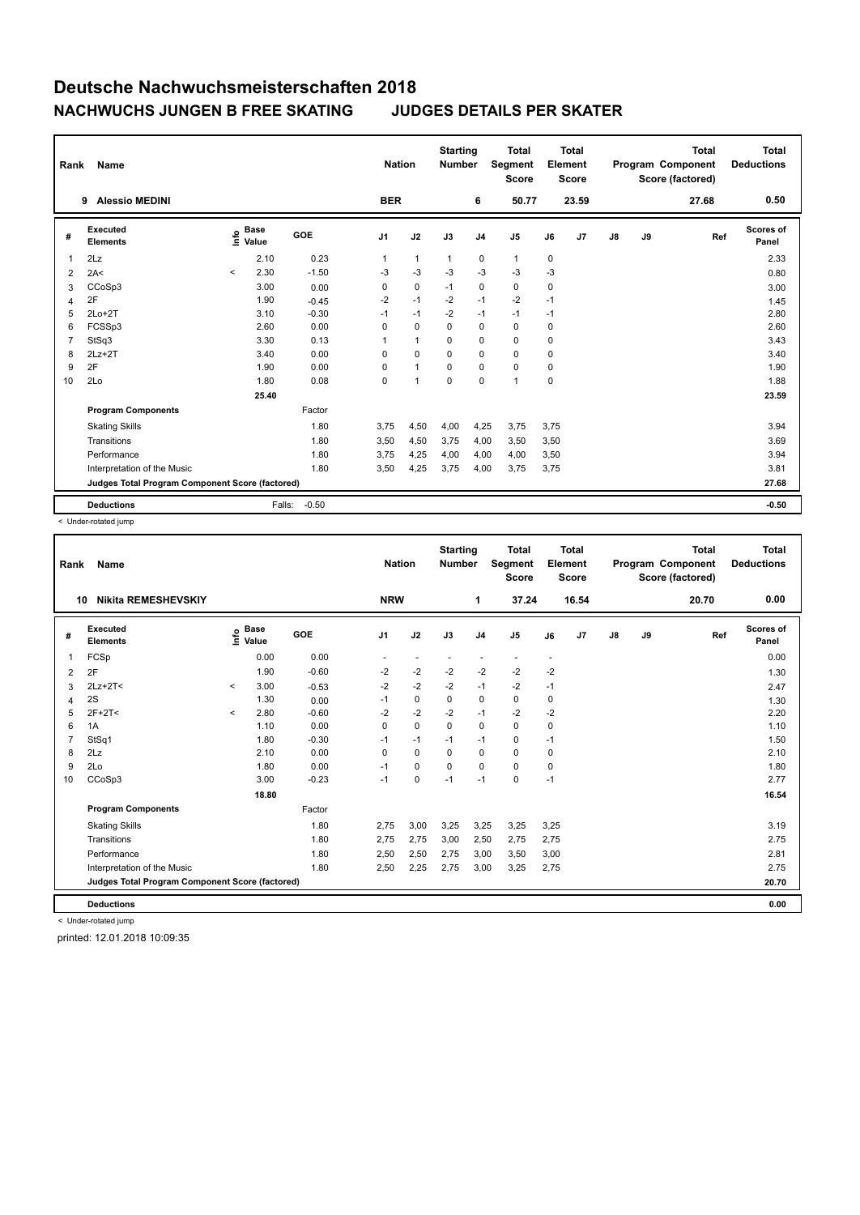# Deutsche Nachwuchsmeisterschaften 2018

## NACHWUCHS JUNGEN B FREE SKATING — JUDGES DETAILS PER SKATER

| Rank | Name | Nation | Starting Number | Total Segment Score | Total Element Score | Total Program Component Score (factored) | Total Deductions |
|---|---|---|---|---|---|---|---|
| 9 | Alessio MEDINI | BER | 6 | 50.77 | 23.59 | 27.68 | 0.50 |

| # | Executed Elements | Info | Base Value | GOE | J1 | J2 | J3 | J4 | J5 | J6 | J7 | J8 | J9 | Ref | Scores of Panel |
|---|---|---|---|---|---|---|---|---|---|---|---|---|---|---|---|
| 1 | 2Lz | | 2.10 | 0.23 | 1 | 1 | 1 | 0 | 1 | 0 | | | | | 2.33 |
| 2 | 2A< | < | 2.30 | -1.50 | -3 | -3 | -3 | -3 | -3 | -3 | | | | | 0.80 |
| 3 | CCoSp3 | | 3.00 | 0.00 | 0 | 0 | -1 | 0 | 0 | 0 | | | | | 3.00 |
| 4 | 2F | | 1.90 | -0.45 | -2 | -1 | -2 | -1 | -2 | -1 | | | | | 1.45 |
| 5 | 2Lo+2T | | 3.10 | -0.30 | -1 | -1 | -2 | -1 | -1 | -1 | | | | | 2.80 |
| 6 | FCSSp3 | | 2.60 | 0.00 | 0 | 0 | 0 | 0 | 0 | 0 | | | | | 2.60 |
| 7 | StSq3 | | 3.30 | 0.13 | 1 | 1 | 0 | 0 | 0 | 0 | | | | | 3.43 |
| 8 | 2Lz+2T | | 3.40 | 0.00 | 0 | 0 | 0 | 0 | 0 | 0 | | | | | 3.40 |
| 9 | 2F | | 1.90 | 0.00 | 0 | 1 | 0 | 0 | 0 | 0 | | | | | 1.90 |
| 10 | 2Lo | | 1.80 | 0.08 | 0 | 1 | 0 | 0 | 1 | 0 | | | | | 1.88 |
| | | | 25.40 | | | | | | | | | | | | 23.59 |
| | **Program Components** | | | Factor | | | | | | | | | | | |
| | Skating Skills | | | 1.80 | 3,75 | 4,50 | 4,00 | 4,25 | 3,75 | 3,75 | | | | | 3.94 |
| | Transitions | | | 1.80 | 3,50 | 4,50 | 3,75 | 4,00 | 3,50 | 3,50 | | | | | 3.69 |
| | Performance | | | 1.80 | 3,75 | 4,25 | 4,00 | 4,00 | 4,00 | 3,50 | | | | | 3.94 |
| | Interpretation of the Music | | | 1.80 | 3,50 | 4,25 | 3,75 | 4,00 | 3,75 | 3,75 | | | | | 3.81 |
| | **Judges Total Program Component Score (factored)** | | | | | | | | | | | | | | 27.68 |
| | **Deductions** | | Falls: | -0.50 | | | | | | | | | | | -0.50 |

< Under-rotated jump

| Rank | Name | Nation | Starting Number | Total Segment Score | Total Element Score | Total Program Component Score (factored) | Total Deductions |
|---|---|---|---|---|---|---|---|
| 10 | Nikita REMESHEVSKIY | NRW | 1 | 37.24 | 16.54 | 20.70 | 0.00 |

| # | Executed Elements | Info | Base Value | GOE | J1 | J2 | J3 | J4 | J5 | J6 | J7 | J8 | J9 | Ref | Scores of Panel |
|---|---|---|---|---|---|---|---|---|---|---|---|---|---|---|---|
| 1 | FCSp | | 0.00 | 0.00 | - | - | - | - | - | - | | | | | 0.00 |
| 2 | 2F | | 1.90 | -0.60 | -2 | -2 | -2 | -2 | -2 | -2 | | | | | 1.30 |
| 3 | 2Lz+2T< | < | 3.00 | -0.53 | -2 | -2 | -2 | -1 | -2 | -1 | | | | | 2.47 |
| 4 | 2S | | 1.30 | 0.00 | -1 | 0 | 0 | 0 | 0 | 0 | | | | | 1.30 |
| 5 | 2F+2T< | < | 2.80 | -0.60 | -2 | -2 | -2 | -1 | -2 | -2 | | | | | 2.20 |
| 6 | 1A | | 1.10 | 0.00 | 0 | 0 | 0 | 0 | 0 | 0 | | | | | 1.10 |
| 7 | StSq1 | | 1.80 | -0.30 | -1 | -1 | -1 | -1 | 0 | -1 | | | | | 1.50 |
| 8 | 2Lz | | 2.10 | 0.00 | 0 | 0 | 0 | 0 | 0 | 0 | | | | | 2.10 |
| 9 | 2Lo | | 1.80 | 0.00 | -1 | 0 | 0 | 0 | 0 | 0 | | | | | 1.80 |
| 10 | CCoSp3 | | 3.00 | -0.23 | -1 | 0 | -1 | -1 | 0 | -1 | | | | | 2.77 |
| | | | 18.80 | | | | | | | | | | | | 16.54 |
| | **Program Components** | | | Factor | | | | | | | | | | | |
| | Skating Skills | | | 1.80 | 2,75 | 3,00 | 3,25 | 3,25 | 3,25 | 3,25 | | | | | 3.19 |
| | Transitions | | | 1.80 | 2,75 | 2,75 | 3,00 | 2,50 | 2,75 | 2,75 | | | | | 2.75 |
| | Performance | | | 1.80 | 2,50 | 2,50 | 2,75 | 3,00 | 3,50 | 3,00 | | | | | 2.81 |
| | Interpretation of the Music | | | 1.80 | 2,50 | 2,25 | 2,75 | 3,00 | 3,25 | 2,75 | | | | | 2.75 |
| | **Judges Total Program Component Score (factored)** | | | | | | | | | | | | | | 20.70 |
| | **Deductions** | | | | | | | | | | | | | | 0.00 |

< Under-rotated jump

printed: 12.01.2018 10:09:35